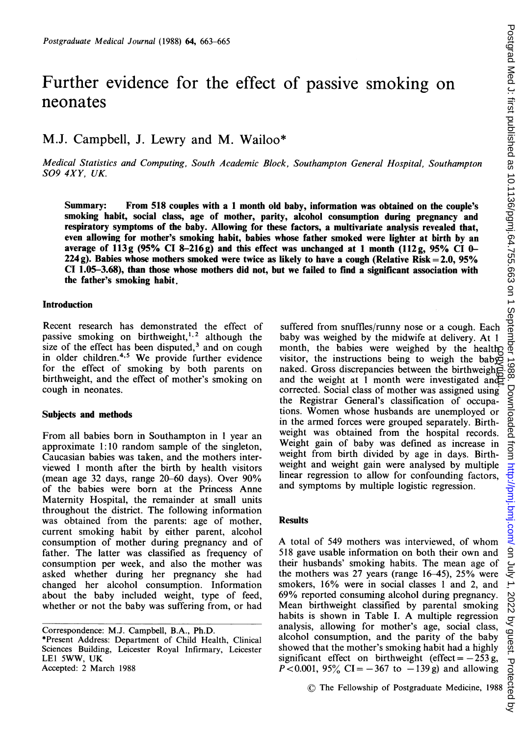# Further evidence for the effect of passive smoking on neonates

M.J. Campbell, J. Lewry and M. Wailoo*

*Medical Statistics and Computing, South Academic Block, Southampton General Hospital, Southampton SO9 4XY, UK.*

**Summary: From 518 couples with a 1 month old baby, information was obtained on the couple's smoking habit, social class, age of mother, parity, alcohol consumption during pregnancy and respiratory symptoms of the baby. Allowing for these factors, a multivariate analysis revealed that, even allowing for mother's smoking habit, babies whose father smoked were lighter at birth by an average of 113 g (95% CI 8–216 g) and this effect was unchanged at 1 month (112 g, 95% CI 0–224 g). Babies whose mothers smoked were twice as likely to have a cough (Relative Risk = 2.0, 95% CI 1.05–3.68), than those whose mothers did not, but we failed to find a significant association with the father's smoking habit.**

## Introduction

Recent research has demonstrated the effect of passive smoking on birthweight,[1,2] although the size of the effect has been disputed,[3] and on cough in older children.[4,5] We provide further evidence for the effect of smoking by both parents on birthweight, and the effect of mother's smoking on cough in neonates.

## Subjects and methods

From all babies born in Southampton in 1 year an approximate 1:10 random sample of the singleton, Caucasian babies was taken, and the mothers interviewed 1 month after the birth by health visitors (mean age 32 days, range 20–60 days). Over 90% of the babies were born at the Princess Anne Maternity Hospital, the remainder at small units throughout the district. The following information was obtained from the parents: age of mother, current smoking habit by either parent, alcohol consumption of mother during pregnancy and of father. The latter was classified as frequency of consumption per week, and also the mother was asked whether during her pregnancy she had changed her alcohol consumption. Information about the baby included weight, type of feed, whether or not the baby was suffering from, or had suffered from snuffles/runny nose or a cough. Each baby was weighed by the midwife at delivery. At 1 month, the babies were weighed by the health visitor, the instructions being to weigh the baby naked. Gross discrepancies between the birthweight and the weight at 1 month were investigated and corrected. Social class of mother was assigned using the Registrar General's classification of occupations. Women whose husbands are unemployed or in the armed forces were grouped separately. Birthweight was obtained from the hospital records. Weight gain of baby was defined as increase in weight from birth divided by age in days. Birthweight and weight gain were analysed by multiple linear regression to allow for confounding factors, and symptoms by multiple logistic regression.

## Results

A total of 549 mothers was interviewed, of whom 518 gave usable information on both their own and their husbands' smoking habits. The mean age of the mothers was 27 years (range 16–45), 25% were smokers, 16% were in social classes 1 and 2, and 69% reported consuming alcohol during pregnancy. Mean birthweight classified by parental smoking habits is shown in Table I. A multiple regression analysis, allowing for mother's age, social class, alcohol consumption, and the parity of the baby showed that the mother's smoking habit had a highly significant effect on birthweight (effect = −253 g, $P < 0.001$, 95% CI = −367 to −139 g) and allowing

Correspondence: M.J. Campbell, B.A., Ph.D.
*Present Address: Department of Child Health, Clinical Sciences Building, Leicester Royal Infirmary, Leicester LE1 5WW, UK
Accepted: 2 March 1988

© The Fellowship of Postgraduate Medicine, 1988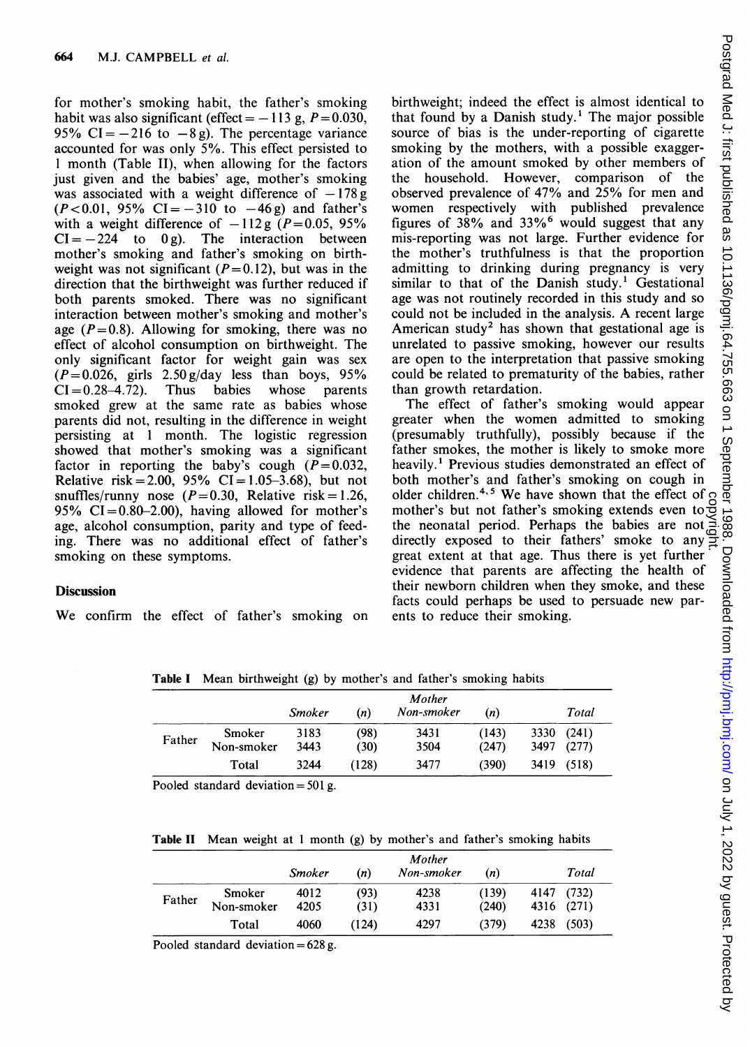for mother's smoking habit, the father's smoking habit was also significant (effect = −113 g, $P=0.030$, 95% CI = −216 to −8 g). The percentage variance accounted for was only 5%. This effect persisted to 1 month (Table II), when allowing for the factors just given and the babies' age, mother's smoking was associated with a weight difference of −178 g ($P<0.01$, 95% CI = −310 to −46 g) and father's with a weight difference of −112 g ($P=0.05$, 95% CI = −224 to 0 g). The interaction between mother's smoking and father's smoking on birthweight was not significant ($P=0.12$), but was in the direction that the birthweight was further reduced if both parents smoked. There was no significant interaction between mother's smoking and mother's age ($P=0.8$). Allowing for smoking, there was no effect of alcohol consumption on birthweight. The only significant factor for weight gain was sex ($P=0.026$, girls 2.50 g/day less than boys, 95% CI = 0.28–4.72). Thus babies whose parents smoked grew at the same rate as babies whose parents did not, resulting in the difference in weight persisting at 1 month. The logistic regression showed that mother's smoking was a significant factor in reporting the baby's cough ($P=0.032$, Relative risk = 2.00, 95% CI = 1.05–3.68), but not snuffles/runny nose ($P=0.30$, Relative risk = 1.26, 95% CI = 0.80–2.00), having allowed for mother's age, alcohol consumption, parity and type of feeding. There was no additional effect of father's smoking on these symptoms.

## Discussion

We confirm the effect of father's smoking on birthweight; indeed the effect is almost identical to that found by a Danish study.[1] The major possible source of bias is the under-reporting of cigarette smoking by the mothers, with a possible exaggeration of the amount smoked by other members of the household. However, comparison of the observed prevalence of 47% and 25% for men and women respectively with published prevalence figures of 38% and 33%[6] would suggest that any mis-reporting was not large. Further evidence for the mother's truthfulness is that the proportion admitting to drinking during pregnancy is very similar to that of the Danish study.[1] Gestational age was not routinely recorded in this study and so could not be included in the analysis. A recent large American study[2] has shown that gestational age is unrelated to passive smoking, however our results are open to the interpretation that passive smoking could be related to prematurity of the babies, rather than growth retardation.

The effect of father's smoking would appear greater when the women admitted to smoking (presumably truthfully), possibly because if the father smokes, the mother is likely to smoke more heavily.[1] Previous studies demonstrated an effect of both mother's and father's smoking on cough in older children.[4,5] We have shown that the effect of mother's but not father's smoking extends even to the neonatal period. Perhaps the babies are not directly exposed to their fathers' smoke to any great extent at that age. Thus there is yet further evidence that parents are affecting the health of their newborn children when they smoke, and these facts could perhaps be used to persuade new parents to reduce their smoking.

**Table I** Mean birthweight (g) by mother's and father's smoking habits

| | | Mother | | | | | |
|---|---|---|---|---|---|---|---|
| | | *Smoker* | *(n)* | *Non-smoker* | *(n)* | *Total* | |
| Father | Smoker | 3183 | (98) | 3431 | (143) | 3330 | (241) |
| | Non-smoker | 3443 | (30) | 3504 | (247) | 3497 | (277) |
| | Total | 3244 | (128) | 3477 | (390) | 3419 | (518) |

Pooled standard deviation = 501 g.

**Table II** Mean weight at 1 month (g) by mother's and father's smoking habits

| | | Mother | | | | | |
|---|---|---|---|---|---|---|---|
| | | *Smoker* | *(n)* | *Non-smoker* | *(n)* | *Total* | |
| Father | Smoker | 4012 | (93) | 4238 | (139) | 4147 | (732) |
| | Non-smoker | 4205 | (31) | 4331 | (240) | 4316 | (271) |
| | Total | 4060 | (124) | 4297 | (379) | 4238 | (503) |

Pooled standard deviation = 628 g.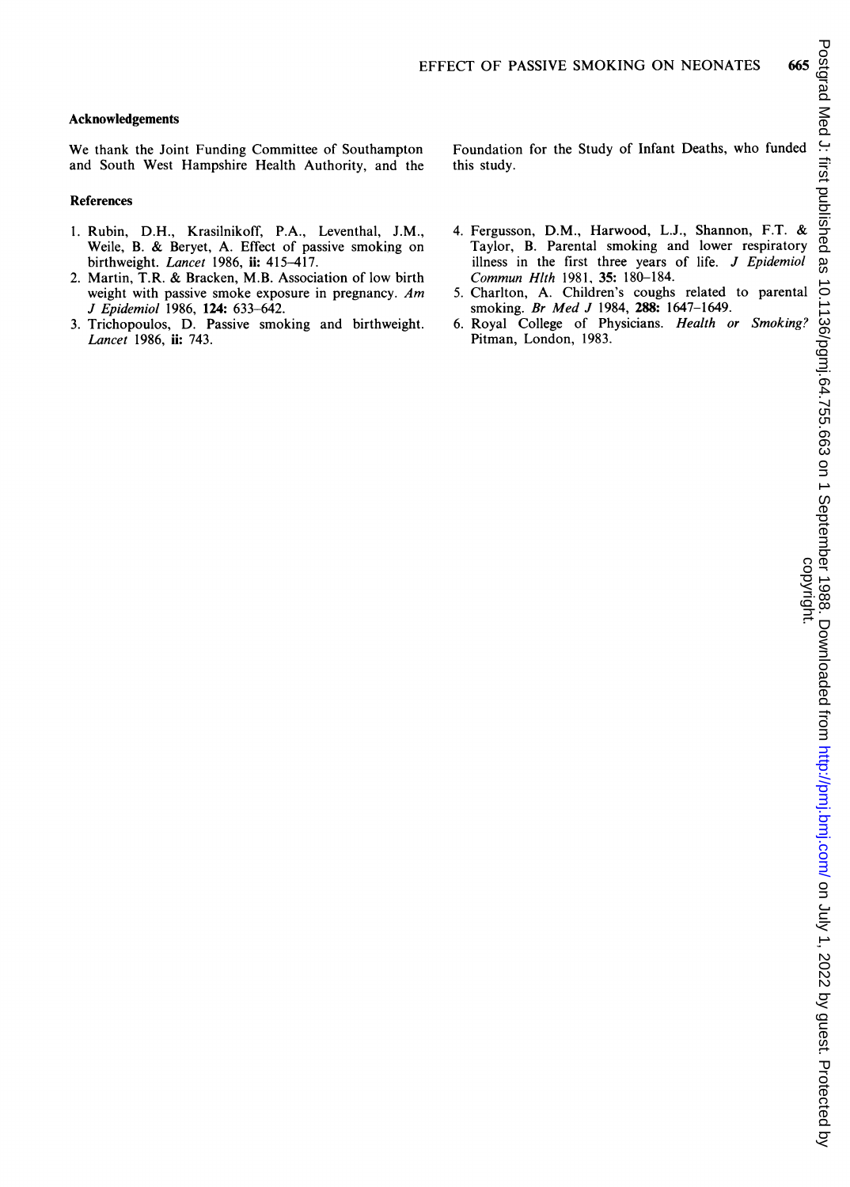## Acknowledgements

We thank the Joint Funding Committee of Southampton and South West Hampshire Health Authority, and the Foundation for the Study of Infant Deaths, who funded this study.

## References

1. Rubin, D.H., Krasilnikoff, P.A., Leventhal, J.M., Weile, B. & Beryet, A. Effect of passive smoking on birthweight. *Lancet* 1986, **ii:** 415–417.
2. Martin, T.R. & Bracken, M.B. Association of low birth weight with passive smoke exposure in pregnancy. *Am J Epidemiol* 1986, **124:** 633–642.
3. Trichopoulos, D. Passive smoking and birthweight. *Lancet* 1986, **ii:** 743.
4. Fergusson, D.M., Harwood, L.J., Shannon, F.T. & Taylor, B. Parental smoking and lower respiratory illness in the first three years of life. *J Epidemiol Commun Hlth* 1981, **35:** 180–184.
5. Charlton, A. Children's coughs related to parental smoking. *Br Med J* 1984, **288:** 1647–1649.
6. Royal College of Physicians. *Health or Smoking?* Pitman, London, 1983.